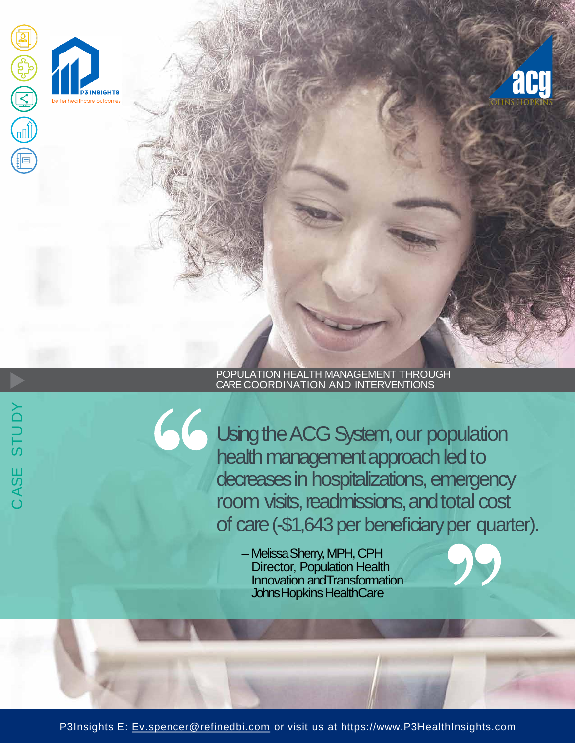P3 INSIGHTS
better healthcare outcomes

acg
JOHNS HOPKINS

CASE STUDY

# POPULATION HEALTH MANAGEMENT THROUGH CARE COORDINATION AND INTERVENTIONS

> "Using the ACG System, our population health management approach led to decreases in hospitalizations, emergency room visits, readmissions, and total cost of care (-$1,643 per beneficiary per quarter)."
>
> – Melissa Sherry, MPH, CPH
> Director, Population Health Innovation and Transformation
> Johns Hopkins HealthCare

P3Insights E: Ev.spencer@refinedbi.com or visit us at https://www.P3HealthInsights.com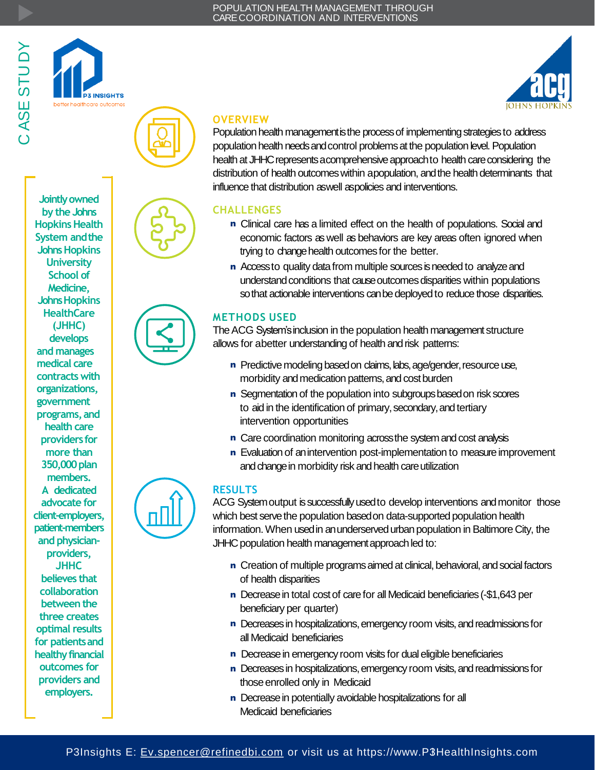# POPULATION HEALTH MANAGEMENT THROUGH CARE COORDINATION AND INTERVENTIONS

CASE STUDY

P3 INSIGHTS
better healthcare outcomes

ACG
JOHNS HOPKINS

**Jointly owned by the Johns Hopkins Health System and the Johns Hopkins University School of Medicine, Johns Hopkins HealthCare (JHHC) develops and manages medical care contracts with organizations, government programs, and health care providers for more than 350,000 plan members. A dedicated advocate for client-employers, patient-members and physician-providers, JHHC believes that collaboration between the three creates optimal results for patients and healthy financial outcomes for providers and employers.**

## OVERVIEW

Population health management is the process of implementing strategies to address population health needs and control problems at the population level. Population health at JHHC represents a comprehensive approach to health care considering the distribution of health outcomes within a population, and the health determinants that influence that distribution as well as policies and interventions.

## CHALLENGES

- Clinical care has a limited effect on the health of populations. Social and economic factors as well as behaviors are key areas often ignored when trying to change health outcomes for the better.
- Access to quality data from multiple sources is needed to analyze and understand conditions that cause outcomes disparities within populations so that actionable interventions can be deployed to reduce those disparities.

## METHODS USED

The ACG System's inclusion in the population health management structure allows for a better understanding of health and risk patterns:

- Predictive modeling based on claims, labs, age/gender, resource use, morbidity and medication patterns, and cost burden
- Segmentation of the population into subgroups based on risk scores to aid in the identification of primary, secondary, and tertiary intervention opportunities
- Care coordination monitoring across the system and cost analysis
- Evaluation of an intervention post-implementation to measure improvement and change in morbidity risk and health care utilization

## RESULTS

ACG System output is successfully used to develop interventions and monitor those which best serve the population based on data-supported population health information. When used in an underserved urban population in Baltimore City, the JHHC population health management approach led to:

- Creation of multiple programs aimed at clinical, behavioral, and social factors of health disparities
- Decrease in total cost of care for all Medicaid beneficiaries (-$1,643 per beneficiary per quarter)
- Decreases in hospitalizations, emergency room visits, and readmissions for all Medicaid beneficiaries
- Decrease in emergency room visits for dual eligible beneficiaries
- Decreases in hospitalizations, emergency room visits, and readmissions for those enrolled only in Medicaid
- Decrease in potentially avoidable hospitalizations for all Medicaid beneficiaries

P3Insights E: Ev.spencer@refinedbi.com or visit us at https://www.P3HealthInsights.com